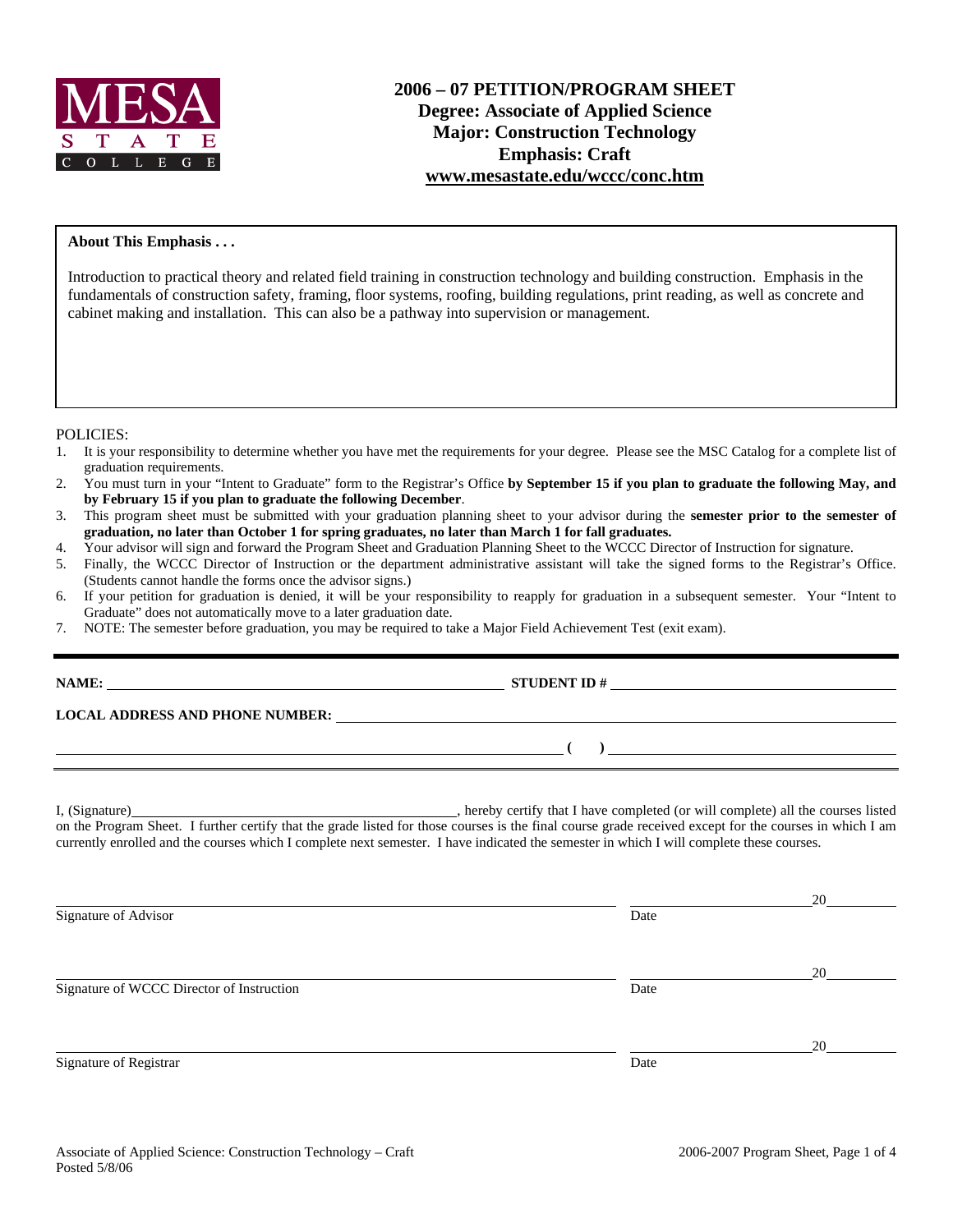# 2006 – 07 PETITION/PROGRAM SHEET
## Degree: Associate of Applied Science
## Major: Construction Technology
## Emphasis: Craft
## www.mesastate.edu/wccc/conc.htm

**About This Emphasis . . .**

Introduction to practical theory and related field training in construction technology and building construction. Emphasis in the fundamentals of construction safety, framing, floor systems, roofing, building regulations, print reading, as well as concrete and cabinet making and installation. This can also be a pathway into supervision or management.

POLICIES:

1. It is your responsibility to determine whether you have met the requirements for your degree. Please see the MSC Catalog for a complete list of graduation requirements.
2. You must turn in your "Intent to Graduate" form to the Registrar's Office **by September 15 if you plan to graduate the following May, and by February 15 if you plan to graduate the following December**.
3. This program sheet must be submitted with your graduation planning sheet to your advisor during the **semester prior to the semester of graduation, no later than October 1 for spring graduates, no later than March 1 for fall graduates.**
4. Your advisor will sign and forward the Program Sheet and Graduation Planning Sheet to the WCCC Director of Instruction for signature.
5. Finally, the WCCC Director of Instruction or the department administrative assistant will take the signed forms to the Registrar's Office. (Students cannot handle the forms once the advisor signs.)
6. If your petition for graduation is denied, it will be your responsibility to reapply for graduation in a subsequent semester. Your "Intent to Graduate" does not automatically move to a later graduation date.
7. NOTE: The semester before graduation, you may be required to take a Major Field Achievement Test (exit exam).

---

**NAME:** ______________________________ **STUDENT ID #** ______________________________

**LOCAL ADDRESS AND PHONE NUMBER:** ______________________________

______________________________ **( )** ______________________________

I, (Signature)______________________________, hereby certify that I have completed (or will complete) all the courses listed on the Program Sheet. I further certify that the grade listed for those courses is the final course grade received except for the courses in which I am currently enrolled and the courses which I complete next semester. I have indicated the semester in which I will complete these courses.

______________________________ ______________20______
Signature of Advisor Date

______________________________ ______________20______
Signature of WCCC Director of Instruction Date

______________________________ ______________20______
Signature of Registrar Date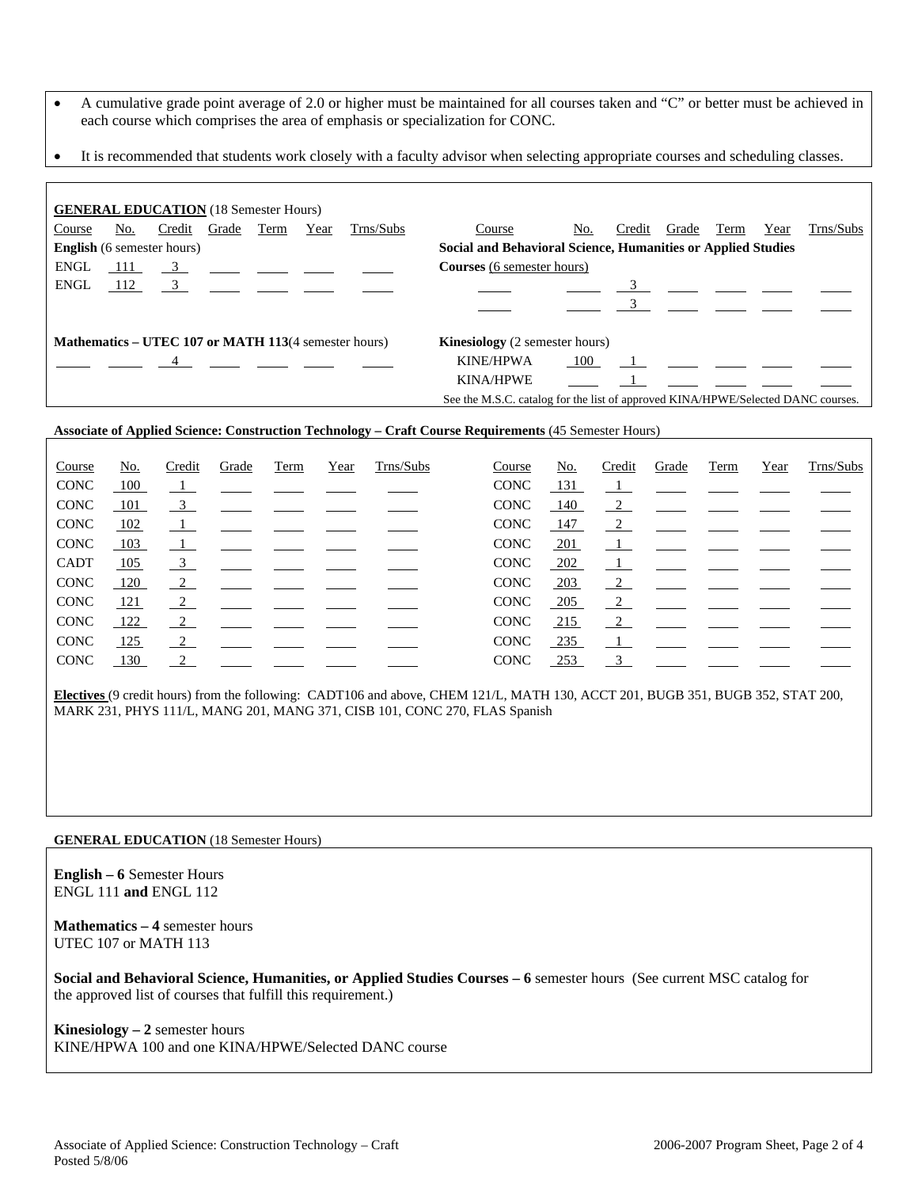- A cumulative grade point average of 2.0 or higher must be maintained for all courses taken and "C" or better must be achieved in each course which comprises the area of emphasis or specialization for CONC.
- It is recommended that students work closely with a faculty advisor when selecting appropriate courses and scheduling classes.

**GENERAL EDUCATION** (18 Semester Hours)

| Course | No. | Credit | Grade | Term | Year | Trns/Subs |
|---|---|---|---|---|---|---|
| **English** (6 semester hours) | | | | | | |
| ENGL | 111 | 3 | | | | |
| ENGL | 112 | 3 | | | | |
| **Mathematics – UTEC 107 or MATH 113** (4 semester hours) | | | | | | |
| | | 4 | | | | |
| **Social and Behavioral Science, Humanities or Applied Studies Courses** (6 semester hours) | | | | | | |
| | | 3 | | | | |
| | | 3 | | | | |
| **Kinesiology** (2 semester hours) | | | | | | |
| KINE/HPWA | 100 | 1 | | | | |
| KINA/HPWE | | 1 | | | | |

See the M.S.C. catalog for the list of approved KINA/HPWE/Selected DANC courses.

**Associate of Applied Science: Construction Technology – Craft Course Requirements** (45 Semester Hours)

| Course | No. | Credit | Grade | Term | Year | Trns/Subs | Course | No. | Credit | Grade | Term | Year | Trns/Subs |
|---|---|---|---|---|---|---|---|---|---|---|---|---|---|
| CONC | 100 | 1 | | | | | CONC | 131 | 1 | | | | |
| CONC | 101 | 3 | | | | | CONC | 140 | 2 | | | | |
| CONC | 102 | 1 | | | | | CONC | 147 | 2 | | | | |
| CONC | 103 | 1 | | | | | CONC | 201 | 1 | | | | |
| CADT | 105 | 3 | | | | | CONC | 202 | 1 | | | | |
| CONC | 120 | 2 | | | | | CONC | 203 | 2 | | | | |
| CONC | 121 | 2 | | | | | CONC | 205 | 2 | | | | |
| CONC | 122 | 2 | | | | | CONC | 215 | 2 | | | | |
| CONC | 125 | 2 | | | | | CONC | 235 | 1 | | | | |
| CONC | 130 | 2 | | | | | CONC | 253 | 3 | | | | |

**Electives** (9 credit hours) from the following: CADT106 and above, CHEM 121/L, MATH 130, ACCT 201, BUGB 351, BUGB 352, STAT 200, MARK 231, PHYS 111/L, MANG 201, MANG 371, CISB 101, CONC 270, FLAS Spanish

**GENERAL EDUCATION** (18 Semester Hours)

**English – 6** Semester Hours
ENGL 111 **and** ENGL 112

**Mathematics – 4** semester hours
UTEC 107 or MATH 113

**Social and Behavioral Science, Humanities, or Applied Studies Courses – 6** semester hours (See current MSC catalog for the approved list of courses that fulfill this requirement.)

**Kinesiology – 2** semester hours
KINE/HPWA 100 and one KINA/HPWE/Selected DANC course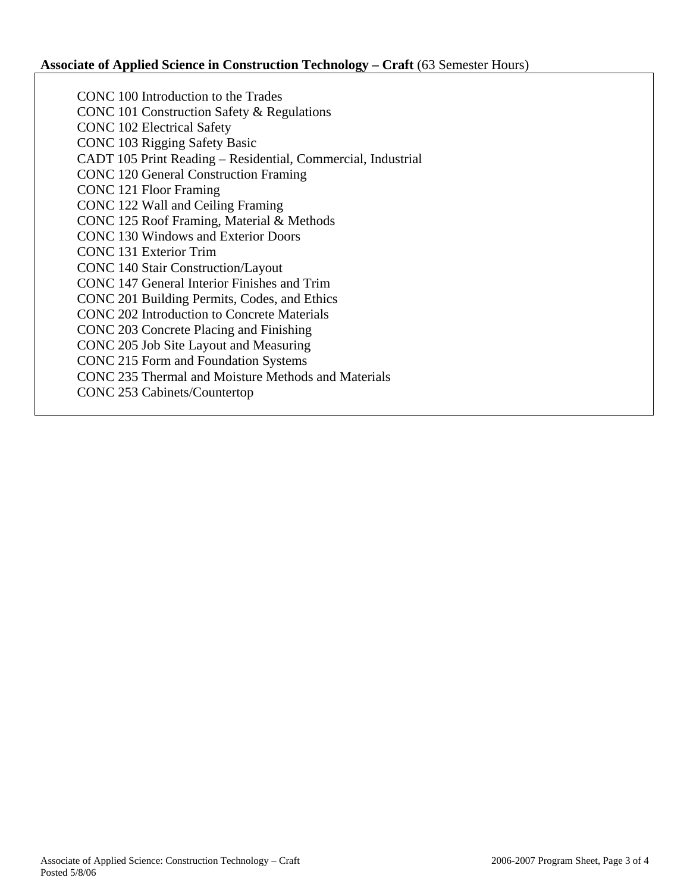**Associate of Applied Science in Construction Technology – Craft** (63 Semester Hours)

CONC 100 Introduction to the Trades
CONC 101 Construction Safety & Regulations
CONC 102 Electrical Safety
CONC 103 Rigging Safety Basic
CADT 105 Print Reading – Residential, Commercial, Industrial
CONC 120 General Construction Framing
CONC 121 Floor Framing
CONC 122 Wall and Ceiling Framing
CONC 125 Roof Framing, Material & Methods
CONC 130 Windows and Exterior Doors
CONC 131 Exterior Trim
CONC 140 Stair Construction/Layout
CONC 147 General Interior Finishes and Trim
CONC 201 Building Permits, Codes, and Ethics
CONC 202 Introduction to Concrete Materials
CONC 203 Concrete Placing and Finishing
CONC 205 Job Site Layout and Measuring
CONC 215 Form and Foundation Systems
CONC 235 Thermal and Moisture Methods and Materials
CONC 253 Cabinets/Countertop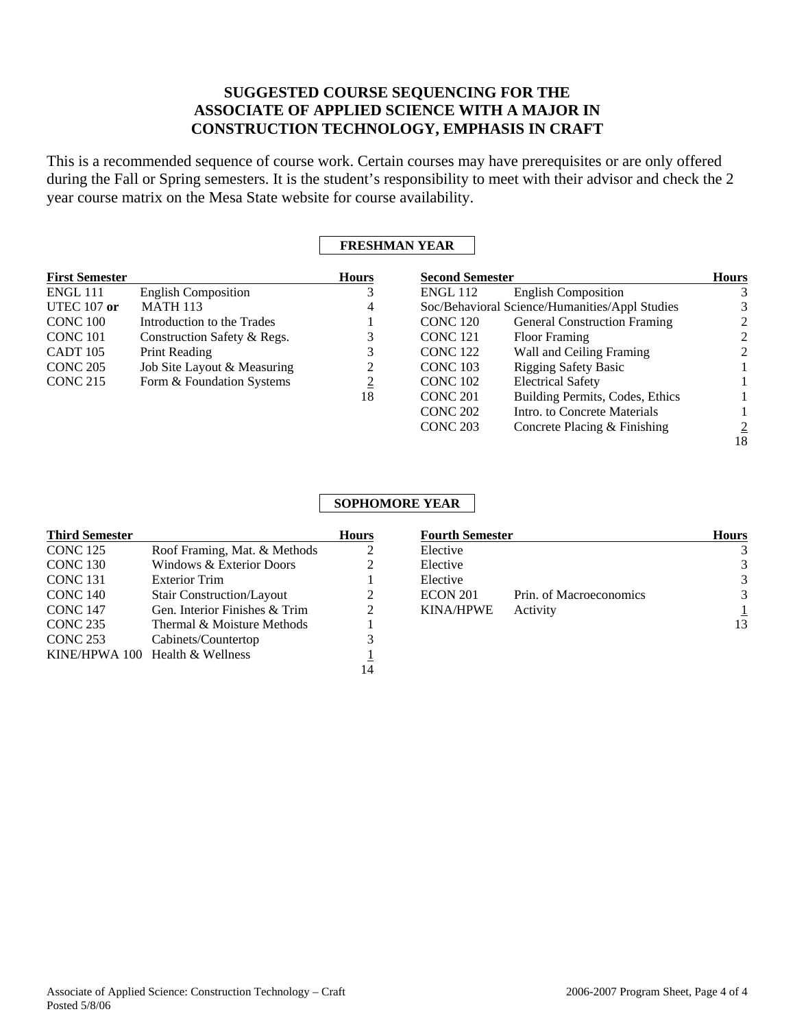# SUGGESTED COURSE SEQUENCING FOR THE ASSOCIATE OF APPLIED SCIENCE WITH A MAJOR IN CONSTRUCTION TECHNOLOGY, EMPHASIS IN CRAFT

This is a recommended sequence of course work. Certain courses may have prerequisites or are only offered during the Fall or Spring semesters. It is the student's responsibility to meet with their advisor and check the 2 year course matrix on the Mesa State website for course availability.

## FRESHMAN YEAR

| First Semester | | Hours |
|---|---|---|
| ENGL 111 | English Composition | 3 |
| UTEC 107 **or** | MATH 113 | 4 |
| CONC 100 | Introduction to the Trades | 1 |
| CONC 101 | Construction Safety & Regs. | 3 |
| CADT 105 | Print Reading | 3 |
| CONC 205 | Job Site Layout & Measuring | 2 |
| CONC 215 | Form & Foundation Systems | 2 |
| | | 18 |

| Second Semester | | Hours |
|---|---|---|
| ENGL 112 | English Composition | 3 |
| Soc/Behavioral Science/Humanities/Appl Studies | | 3 |
| CONC 120 | General Construction Framing | 2 |
| CONC 121 | Floor Framing | 2 |
| CONC 122 | Wall and Ceiling Framing | 2 |
| CONC 103 | Rigging Safety Basic | 1 |
| CONC 102 | Electrical Safety | 1 |
| CONC 201 | Building Permits, Codes, Ethics | 1 |
| CONC 202 | Intro. to Concrete Materials | 1 |
| CONC 203 | Concrete Placing & Finishing | 2 |
| | | 18 |

## SOPHOMORE YEAR

| Third Semester | | Hours |
|---|---|---|
| CONC 125 | Roof Framing, Mat. & Methods | 2 |
| CONC 130 | Windows & Exterior Doors | 2 |
| CONC 131 | Exterior Trim | 1 |
| CONC 140 | Stair Construction/Layout | 2 |
| CONC 147 | Gen. Interior Finishes & Trim | 2 |
| CONC 235 | Thermal & Moisture Methods | 1 |
| CONC 253 | Cabinets/Countertop | 3 |
| KINE/HPWA 100 | Health & Wellness | 1 |
| | | 14 |

| Fourth Semester | | Hours |
|---|---|---|
| Elective | | 3 |
| Elective | | 3 |
| Elective | | 3 |
| ECON 201 | Prin. of Macroeconomics | 3 |
| KINA/HPWE | Activity | 1 |
| | | 13 |

Associate of Applied Science: Construction Technology – Craft
Posted 5/8/06